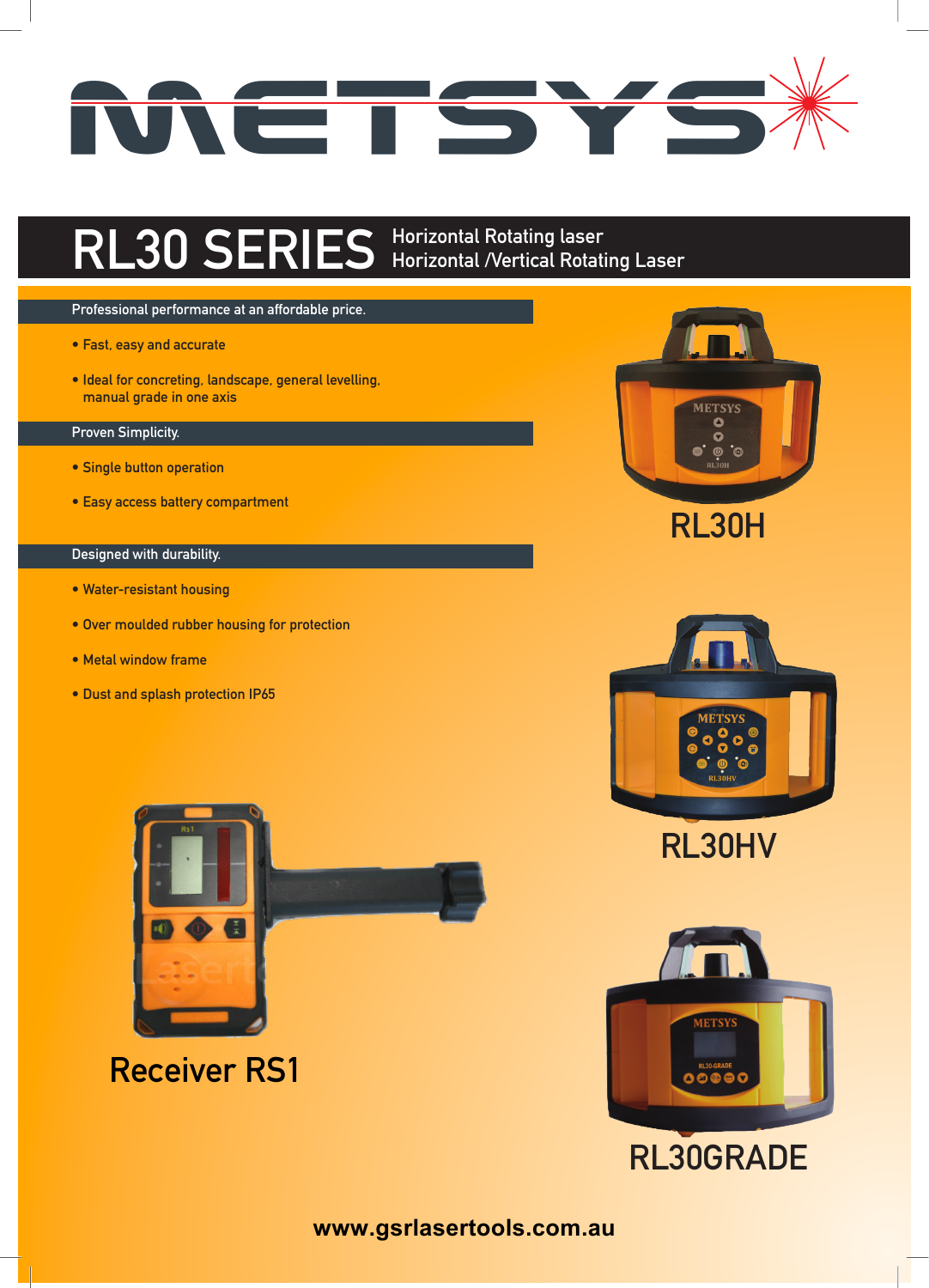# METSYS

## RL30 SERIES

Horizontal Rotating laser
Horizontal /Vertical Rotating Laser

### Professional performance at an affordable price.

- Fast, easy and accurate
- Ideal for concreting, landscape, general levelling, manual grade in one axis

### Proven Simplicity.

- Single button operation
- Easy access battery compartment

### Designed with durability.

- Water-resistant housing
- Over moulded rubber housing for protection
- Metal window frame
- Dust and splash protection IP65

RL30H

RL30HV

Receiver RS1

RL30GRADE

www.gsrlasertools.com.au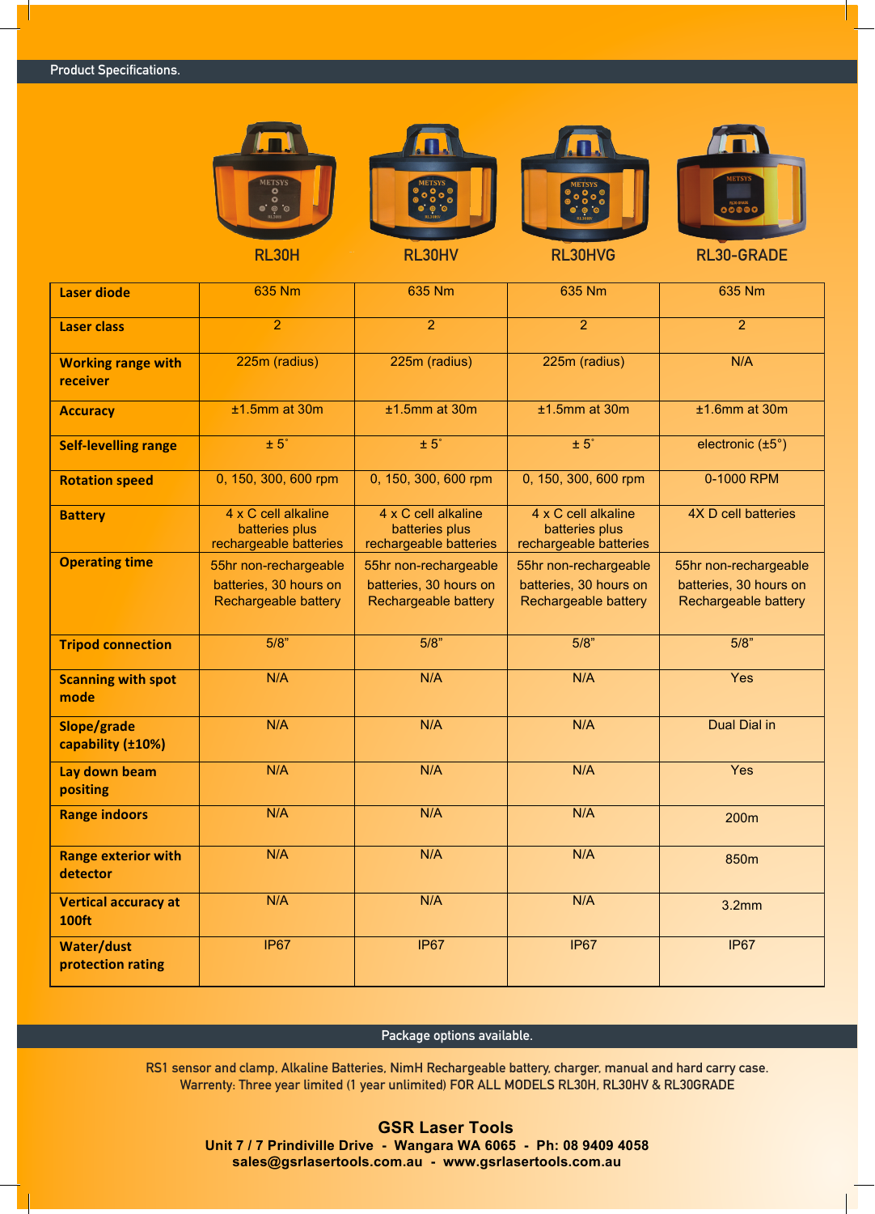## Product Specifications.

| | RL30H | RL30HV | RL30HVG | RL30-GRADE |
|---|---|---|---|---|
| **Laser diode** | 635 Nm | 635 Nm | 635 Nm | 635 Nm |
| **Laser class** | 2 | 2 | 2 | 2 |
| **Working range with receiver** | 225m (radius) | 225m (radius) | 225m (radius) | N/A |
| **Accuracy** | ±1.5mm at 30m | ±1.5mm at 30m | ±1.5mm at 30m | ±1.6mm at 30m |
| **Self-levelling range** | ± 5˚ | ± 5˚ | ± 5˚ | electronic (±5°) |
| **Rotation speed** | 0, 150, 300, 600 rpm | 0, 150, 300, 600 rpm | 0, 150, 300, 600 rpm | 0-1000 RPM |
| **Battery** | 4 x C cell alkaline batteries plus rechargeable batteries | 4 x C cell alkaline batteries plus rechargeable batteries | 4 x C cell alkaline batteries plus rechargeable batteries | 4X D cell batteries |
| **Operating time** | 55hr non-rechargeable batteries, 30 hours on Rechargeable battery | 55hr non-rechargeable batteries, 30 hours on Rechargeable battery | 55hr non-rechargeable batteries, 30 hours on Rechargeable battery | 55hr non-rechargeable batteries, 30 hours on Rechargeable battery |
| **Tripod connection** | 5/8” | 5/8” | 5/8” | 5/8” |
| **Scanning with spot mode** | N/A | N/A | N/A | Yes |
| **Slope/grade capability (±10%)** | N/A | N/A | N/A | Dual Dial in |
| **Lay down beam positing** | N/A | N/A | N/A | Yes |
| **Range indoors** | N/A | N/A | N/A | 200m |
| **Range exterior with detector** | N/A | N/A | N/A | 850m |
| **Vertical accuracy at 100ft** | N/A | N/A | N/A | 3.2mm |
| **Water/dust protection rating** | IP67 | IP67 | IP67 | IP67 |

## Package options available.

RS1 sensor and clamp, Alkaline Batteries, NimH Rechargeable battery, charger, manual and hard carry case.
Warrenty: Three year limited (1 year unlimited) FOR ALL MODELS RL30H, RL30HV & RL30GRADE

**GSR Laser Tools**
**Unit 7 / 7 Prindiville Drive - Wangara WA 6065 - Ph: 08 9409 4058**
**sales@gsrlasertools.com.au - www.gsrlasertools.com.au**